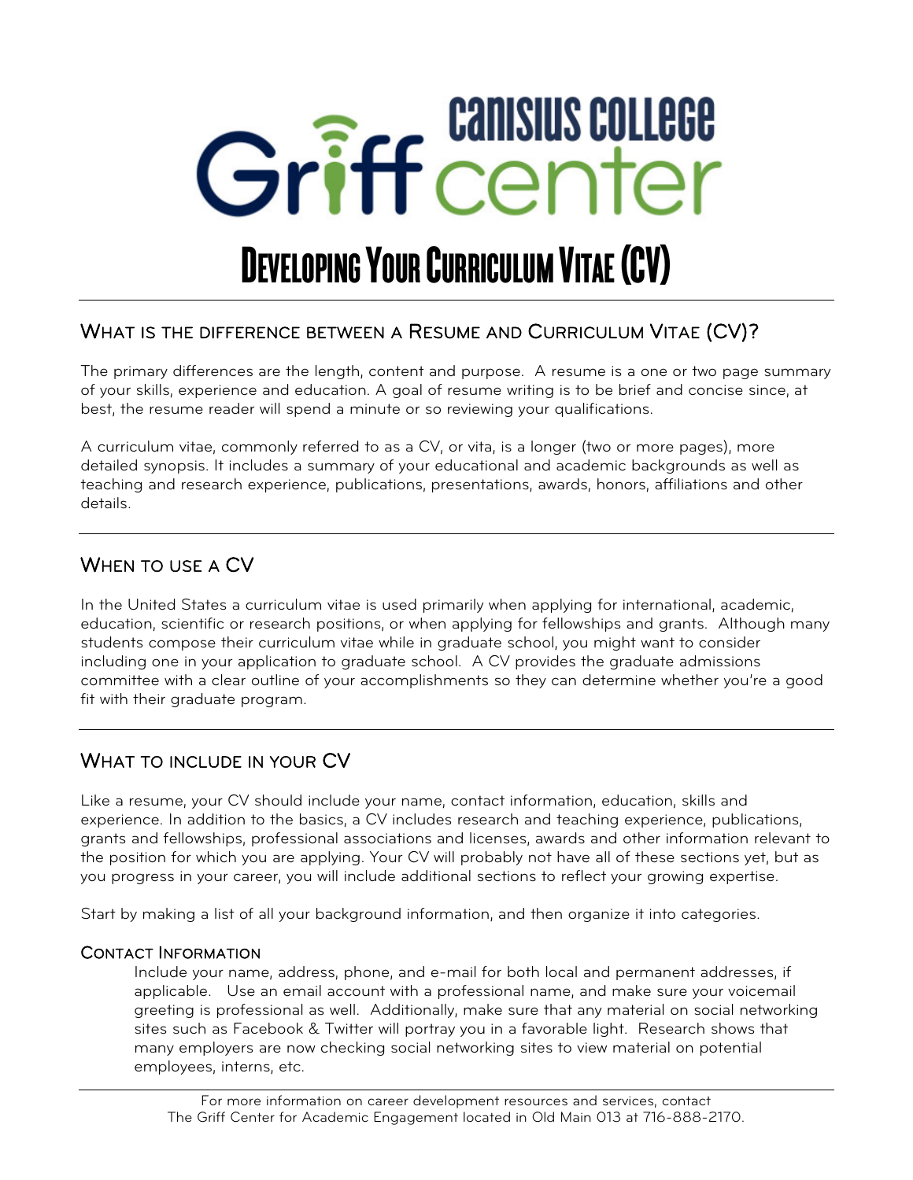# Canisius College Griff Center

# Developing Your Curriculum Vitae (CV)

## What is the difference between a Resume and Curriculum Vitae (CV)?

The primary differences are the length, content and purpose. A resume is a one or two page summary of your skills, experience and education. A goal of resume writing is to be brief and concise since, at best, the resume reader will spend a minute or so reviewing your qualifications.

A curriculum vitae, commonly referred to as a CV, or vita, is a longer (two or more pages), more detailed synopsis. It includes a summary of your educational and academic backgrounds as well as teaching and research experience, publications, presentations, awards, honors, affiliations and other details.

## When to use a CV

In the United States a curriculum vitae is used primarily when applying for international, academic, education, scientific or research positions, or when applying for fellowships and grants. Although many students compose their curriculum vitae while in graduate school, you might want to consider including one in your application to graduate school. A CV provides the graduate admissions committee with a clear outline of your accomplishments so they can determine whether you're a good fit with their graduate program.

## What to include in your CV

Like a resume, your CV should include your name, contact information, education, skills and experience. In addition to the basics, a CV includes research and teaching experience, publications, grants and fellowships, professional associations and licenses, awards and other information relevant to the position for which you are applying. Your CV will probably not have all of these sections yet, but as you progress in your career, you will include additional sections to reflect your growing expertise.

Start by making a list of all your background information, and then organize it into categories.

### Contact Information

Include your name, address, phone, and e-mail for both local and permanent addresses, if applicable. Use an email account with a professional name, and make sure your voicemail greeting is professional as well. Additionally, make sure that any material on social networking sites such as Facebook & Twitter will portray you in a favorable light. Research shows that many employers are now checking social networking sites to view material on potential employees, interns, etc.

For more information on career development resources and services, contact The Griff Center for Academic Engagement located in Old Main 013 at 716-888-2170.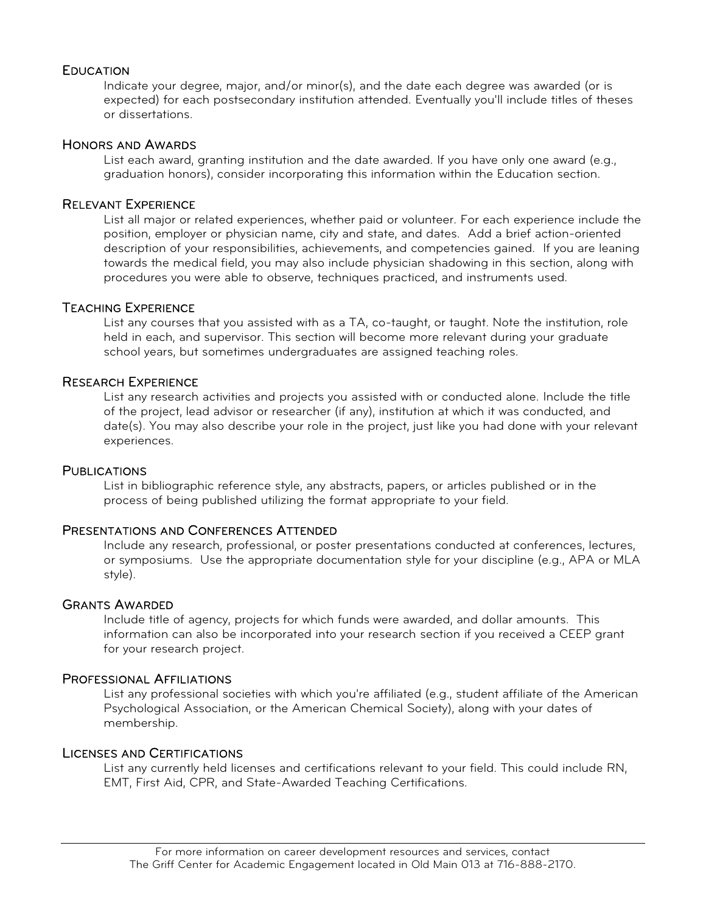## Education

Indicate your degree, major, and/or minor(s), and the date each degree was awarded (or is expected) for each postsecondary institution attended. Eventually you'll include titles of theses or dissertations.

## Honors and Awards

List each award, granting institution and the date awarded. If you have only one award (e.g., graduation honors), consider incorporating this information within the Education section.

## Relevant Experience

List all major or related experiences, whether paid or volunteer. For each experience include the position, employer or physician name, city and state, and dates. Add a brief action-oriented description of your responsibilities, achievements, and competencies gained. If you are leaning towards the medical field, you may also include physician shadowing in this section, along with procedures you were able to observe, techniques practiced, and instruments used.

## Teaching Experience

List any courses that you assisted with as a TA, co-taught, or taught. Note the institution, role held in each, and supervisor. This section will become more relevant during your graduate school years, but sometimes undergraduates are assigned teaching roles.

## Research Experience

List any research activities and projects you assisted with or conducted alone. Include the title of the project, lead advisor or researcher (if any), institution at which it was conducted, and date(s). You may also describe your role in the project, just like you had done with your relevant experiences.

## Publications

List in bibliographic reference style, any abstracts, papers, or articles published or in the process of being published utilizing the format appropriate to your field.

## Presentations and Conferences Attended

Include any research, professional, or poster presentations conducted at conferences, lectures, or symposiums. Use the appropriate documentation style for your discipline (e.g., APA or MLA style).

## Grants Awarded

Include title of agency, projects for which funds were awarded, and dollar amounts. This information can also be incorporated into your research section if you received a CEEP grant for your research project.

## Professional Affiliations

List any professional societies with which you're affiliated (e.g., student affiliate of the American Psychological Association, or the American Chemical Society), along with your dates of membership.

## Licenses and Certifications

List any currently held licenses and certifications relevant to your field. This could include RN, EMT, First Aid, CPR, and State-Awarded Teaching Certifications.

For more information on career development resources and services, contact The Griff Center for Academic Engagement located in Old Main 013 at 716-888-2170.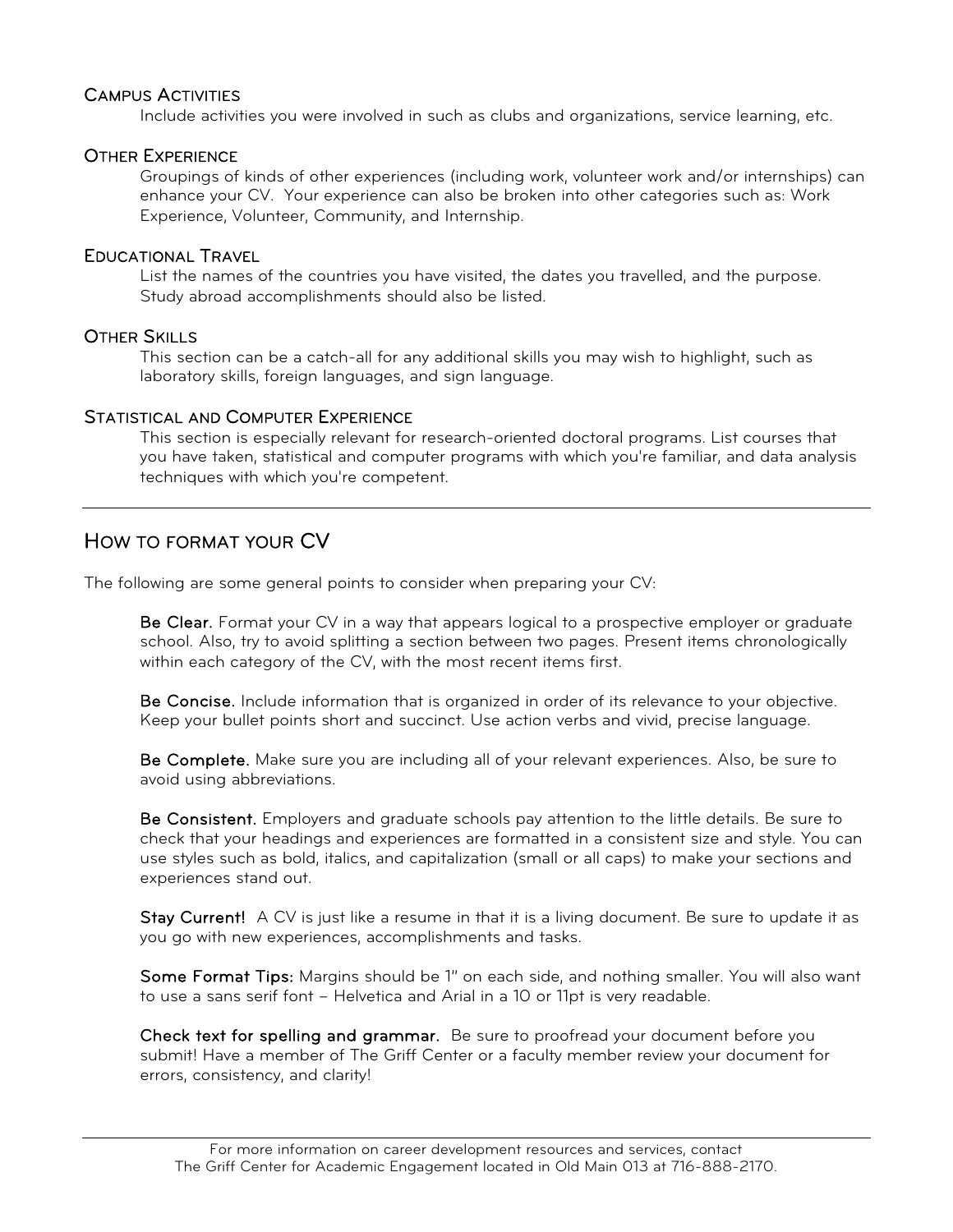### Campus Activities

Include activities you were involved in such as clubs and organizations, service learning, etc.

### Other Experience

Groupings of kinds of other experiences (including work, volunteer work and/or internships) can enhance your CV. Your experience can also be broken into other categories such as: Work Experience, Volunteer, Community, and Internship.

### Educational Travel

List the names of the countries you have visited, the dates you travelled, and the purpose. Study abroad accomplishments should also be listed.

### Other Skills

This section can be a catch-all for any additional skills you may wish to highlight, such as laboratory skills, foreign languages, and sign language.

### Statistical and Computer Experience

This section is especially relevant for research-oriented doctoral programs. List courses that you have taken, statistical and computer programs with which you're familiar, and data analysis techniques with which you're competent.

---

## How to format your CV

The following are some general points to consider when preparing your CV:

**Be Clear.** Format your CV in a way that appears logical to a prospective employer or graduate school. Also, try to avoid splitting a section between two pages. Present items chronologically within each category of the CV, with the most recent items first.

**Be Concise.** Include information that is organized in order of its relevance to your objective. Keep your bullet points short and succinct. Use action verbs and vivid, precise language.

**Be Complete.** Make sure you are including all of your relevant experiences. Also, be sure to avoid using abbreviations.

**Be Consistent.** Employers and graduate schools pay attention to the little details. Be sure to check that your headings and experiences are formatted in a consistent size and style. You can use styles such as bold, italics, and capitalization (small or all caps) to make your sections and experiences stand out.

**Stay Current!** A CV is just like a resume in that it is a living document. Be sure to update it as you go with new experiences, accomplishments and tasks.

**Some Format Tips:** Margins should be 1" on each side, and nothing smaller. You will also want to use a sans serif font – Helvetica and Arial in a 10 or 11pt is very readable.

**Check text for spelling and grammar.** Be sure to proofread your document before you submit! Have a member of The Griff Center or a faculty member review your document for errors, consistency, and clarity!

---

For more information on career development resources and services, contact The Griff Center for Academic Engagement located in Old Main 013 at 716-888-2170.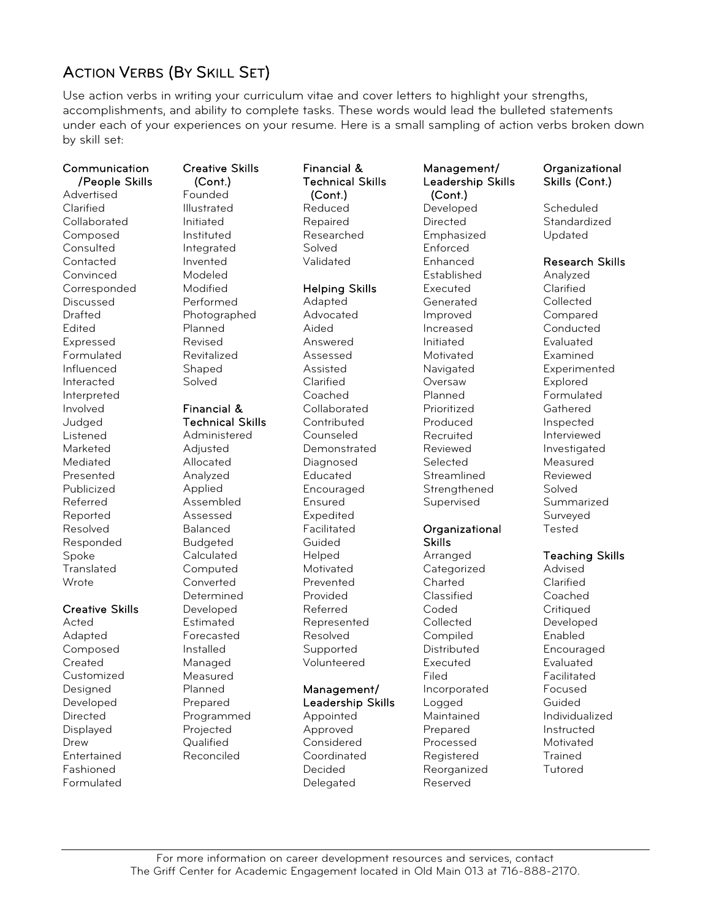## Action Verbs (By Skill Set)

Use action verbs in writing your curriculum vitae and cover letters to highlight your strengths, accomplishments, and ability to complete tasks. These words would lead the bulleted statements under each of your experiences on your resume. Here is a small sampling of action verbs broken down by skill set:

**Communication/People Skills**

Advertised
Clarified
Collaborated
Composed
Consulted
Contacted
Convinced
Corresponded
Discussed
Drafted
Edited
Expressed
Formulated
Influenced
Interacted
Interpreted
Involved
Judged
Listened
Marketed
Mediated
Presented
Publicized
Referred
Reported
Resolved
Responded
Spoke
Translated
Wrote

**Creative Skills**

Acted
Adapted
Composed
Created
Customized
Designed
Developed
Directed
Displayed
Drew
Entertained
Fashioned
Formulated

**Creative Skills (Cont.)**

Founded
Illustrated
Initiated
Instituted
Integrated
Invented
Modeled
Modified
Performed
Photographed
Planned
Revised
Revitalized
Shaped
Solved

**Financial & Technical Skills**

Administered
Adjusted
Allocated
Analyzed
Applied
Assembled
Assessed
Balanced
Budgeted
Calculated
Computed
Converted
Determined
Developed
Estimated
Forecasted
Installed
Managed
Measured
Planned
Prepared
Programmed
Projected
Qualified
Reconciled

**Financial & Technical Skills (Cont.)**

Reduced
Repaired
Researched
Solved
Validated

**Helping Skills**

Adapted
Advocated
Aided
Answered
Assessed
Assisted
Clarified
Coached
Collaborated
Contributed
Counseled
Demonstrated
Diagnosed
Educated
Encouraged
Ensured
Expedited
Facilitated
Guided
Helped
Motivated
Prevented
Provided
Referred
Represented
Resolved
Supported
Volunteered

**Management/Leadership Skills**

Appointed
Approved
Considered
Coordinated
Decided
Delegated

**Management/Leadership Skills (Cont.)**

Developed
Directed
Emphasized
Enforced
Enhanced
Established
Executed
Generated
Improved
Increased
Initiated
Motivated
Navigated
Oversaw
Planned
Prioritized
Produced
Recruited
Reviewed
Selected
Streamlined
Strengthened
Supervised

**Organizational Skills**

Arranged
Categorized
Charted
Classified
Coded
Collected
Compiled
Distributed
Executed
Filed
Incorporated
Logged
Maintained
Prepared
Processed
Registered
Reorganized
Reserved

**Organizational Skills (Cont.)**

Scheduled
Standardized
Updated

**Research Skills**

Analyzed
Clarified
Collected
Compared
Conducted
Evaluated
Examined
Experimented
Explored
Formulated
Gathered
Inspected
Interviewed
Investigated
Measured
Reviewed
Solved
Summarized
Surveyed
Tested

**Teaching Skills**

Advised
Clarified
Coached
Critiqued
Developed
Enabled
Encouraged
Evaluated
Facilitated
Focused
Guided
Individualized
Instructed
Motivated
Trained
Tutored

For more information on career development resources and services, contact The Griff Center for Academic Engagement located in Old Main 013 at 716-888-2170.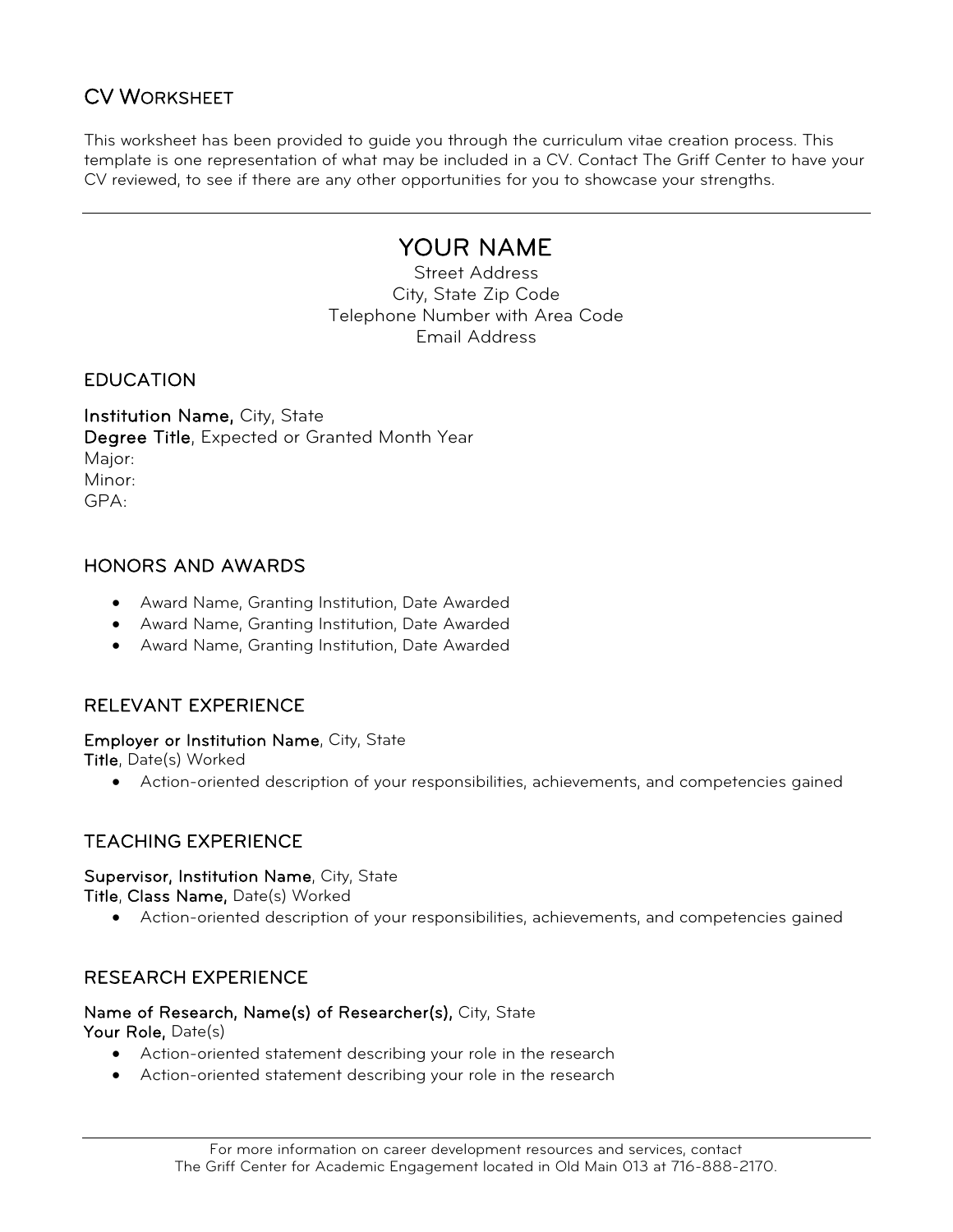## CV Worksheet

This worksheet has been provided to guide you through the curriculum vitae creation process. This template is one representation of what may be included in a CV. Contact The Griff Center to have your CV reviewed, to see if there are any other opportunities for you to showcase your strengths.

---

# YOUR NAME

Street Address
City, State Zip Code
Telephone Number with Area Code
Email Address

### EDUCATION

**Institution Name,** City, State
**Degree Title**, Expected or Granted Month Year
Major:
Minor:
GPA:

### HONORS AND AWARDS

- Award Name, Granting Institution, Date Awarded
- Award Name, Granting Institution, Date Awarded
- Award Name, Granting Institution, Date Awarded

### RELEVANT EXPERIENCE

**Employer or Institution Name**, City, State
**Title**, Date(s) Worked

- Action-oriented description of your responsibilities, achievements, and competencies gained

### TEACHING EXPERIENCE

**Supervisor, Institution Name**, City, State
**Title**, **Class Name,** Date(s) Worked

- Action-oriented description of your responsibilities, achievements, and competencies gained

### RESEARCH EXPERIENCE

**Name of Research, Name(s) of Researcher(s),** City, State
**Your Role,** Date(s)

- Action-oriented statement describing your role in the research
- Action-oriented statement describing your role in the research

---

For more information on career development resources and services, contact The Griff Center for Academic Engagement located in Old Main 013 at 716-888-2170.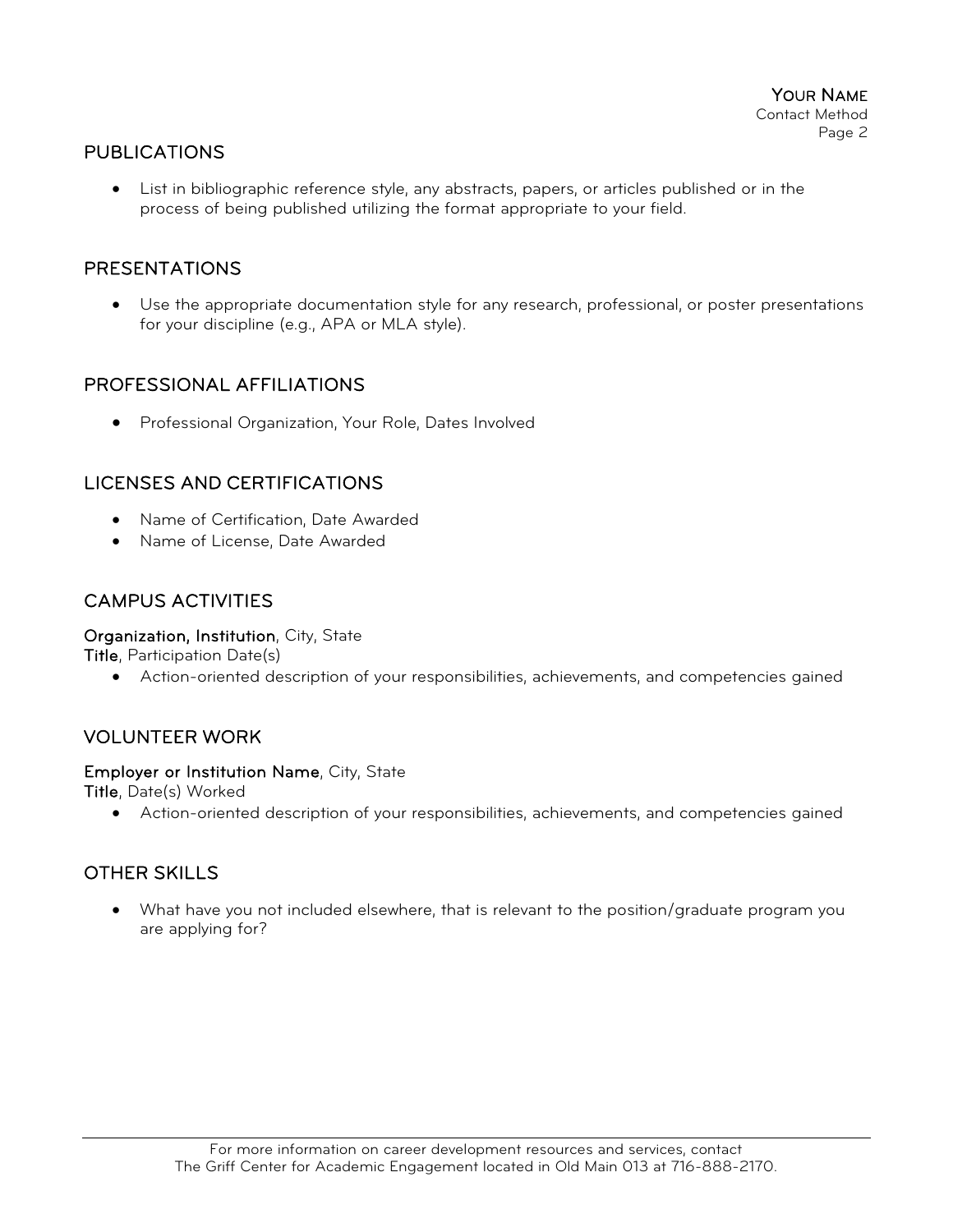## PUBLICATIONS

- List in bibliographic reference style, any abstracts, papers, or articles published or in the process of being published utilizing the format appropriate to your field.

## PRESENTATIONS

- Use the appropriate documentation style for any research, professional, or poster presentations for your discipline (e.g., APA or MLA style).

## PROFESSIONAL AFFILIATIONS

- Professional Organization, Your Role, Dates Involved

## LICENSES AND CERTIFICATIONS

- Name of Certification, Date Awarded
- Name of License, Date Awarded

## CAMPUS ACTIVITIES

**Organization, Institution**, City, State
**Title**, Participation Date(s)

- Action-oriented description of your responsibilities, achievements, and competencies gained

## VOLUNTEER WORK

**Employer or Institution Name**, City, State
**Title**, Date(s) Worked

- Action-oriented description of your responsibilities, achievements, and competencies gained

## OTHER SKILLS

- What have you not included elsewhere, that is relevant to the position/graduate program you are applying for?

For more information on career development resources and services, contact
The Griff Center for Academic Engagement located in Old Main 013 at 716-888-2170.